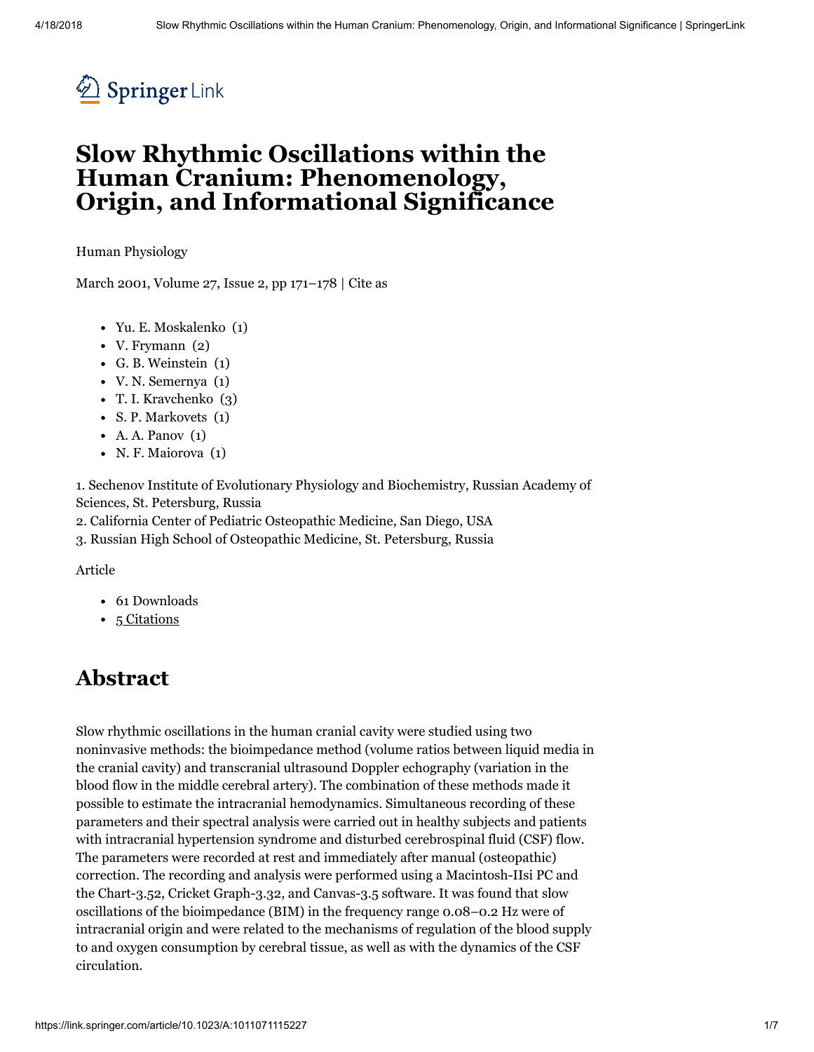# Slow Rhythmic Oscillations within the Human Cranium: Phenomenology, Origin, and Informational Significance

Human Physiology

March 2001, Volume 27, Issue 2, pp 171–178 | Cite as

- Yu. E. Moskalenko (1)
- V. Frymann (2)
- G. B. Weinstein (1)
- V. N. Semernya (1)
- T. I. Kravchenko (3)
- S. P. Markovets (1)
- A. A. Panov (1)
- N. F. Maiorova (1)

1. Sechenov Institute of Evolutionary Physiology and Biochemistry, Russian Academy of Sciences, St. Petersburg, Russia
2. California Center of Pediatric Osteopathic Medicine, San Diego, USA
3. Russian High School of Osteopathic Medicine, St. Petersburg, Russia

Article

- 61 Downloads
- 5 Citations

## Abstract

Slow rhythmic oscillations in the human cranial cavity were studied using two noninvasive methods: the bioimpedance method (volume ratios between liquid media in the cranial cavity) and transcranial ultrasound Doppler echography (variation in the blood flow in the middle cerebral artery). The combination of these methods made it possible to estimate the intracranial hemodynamics. Simultaneous recording of these parameters and their spectral analysis were carried out in healthy subjects and patients with intracranial hypertension syndrome and disturbed cerebrospinal fluid (CSF) flow. The parameters were recorded at rest and immediately after manual (osteopathic) correction. The recording and analysis were performed using a Macintosh-IIsi PC and the Chart-3.52, Cricket Graph-3.32, and Canvas-3.5 software. It was found that slow oscillations of the bioimpedance (BIM) in the frequency range 0.08–0.2 Hz were of intracranial origin and were related to the mechanisms of regulation of the blood supply to and oxygen consumption by cerebral tissue, as well as with the dynamics of the CSF circulation.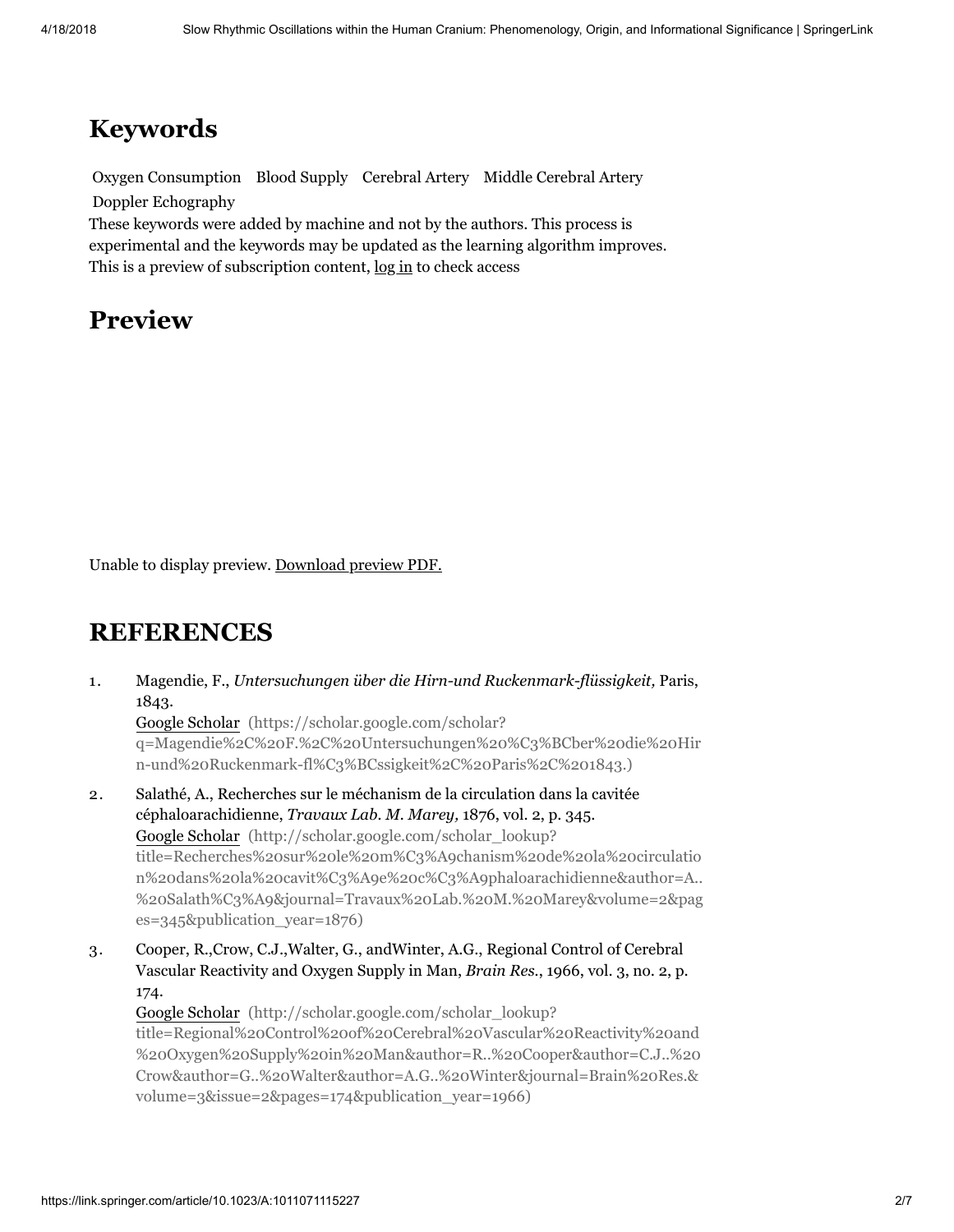## Keywords

Oxygen Consumption Blood Supply Cerebral Artery Middle Cerebral Artery Doppler Echography

These keywords were added by machine and not by the authors. This process is experimental and the keywords may be updated as the learning algorithm improves.

This is a preview of subscription content, log in to check access

## Preview

Unable to display preview. Download preview PDF.

## REFERENCES

1. Magendie, F., *Untersuchungen über die Hirn-und Ruckenmark-flüssigkeit,* Paris, 1843.
   Google Scholar (https://scholar.google.com/scholar?q=Magendie%2C%20F.%2C%20Untersuchungen%20%C3%BCber%20die%20Hirn-und%20Ruckenmark-fl%C3%BCssigkeit%2C%20Paris%2C%201843.)
2. Salathé, A., Recherches sur le méchanism de la circulation dans la cavitée céphaloarachidienne, *Travaux Lab. M. Marey,* 1876, vol. 2, p. 345.
   Google Scholar (http://scholar.google.com/scholar_lookup?title=Recherches%20sur%20le%20m%C3%A9chanism%20de%20la%20circulation%20dans%20la%20cavit%C3%A9e%20c%C3%A9phaloarachidienne&author=A..%20Salath%C3%A9&journal=Travaux%20Lab.%20M.%20Marey&volume=2&pages=345&publication_year=1876)
3. Cooper, R.,Crow, C.J.,Walter, G., andWinter, A.G., Regional Control of Cerebral Vascular Reactivity and Oxygen Supply in Man, *Brain Res.*, 1966, vol. 3, no. 2, p. 174.
   Google Scholar (http://scholar.google.com/scholar_lookup?title=Regional%20Control%20of%20Cerebral%20Vascular%20Reactivity%20and%20Oxygen%20Supply%20in%20Man&author=R..%20Cooper&author=C.J..%20Crow&author=G..%20Walter&author=A.G..%20Winter&journal=Brain%20Res.&volume=3&issue=2&pages=174&publication_year=1966)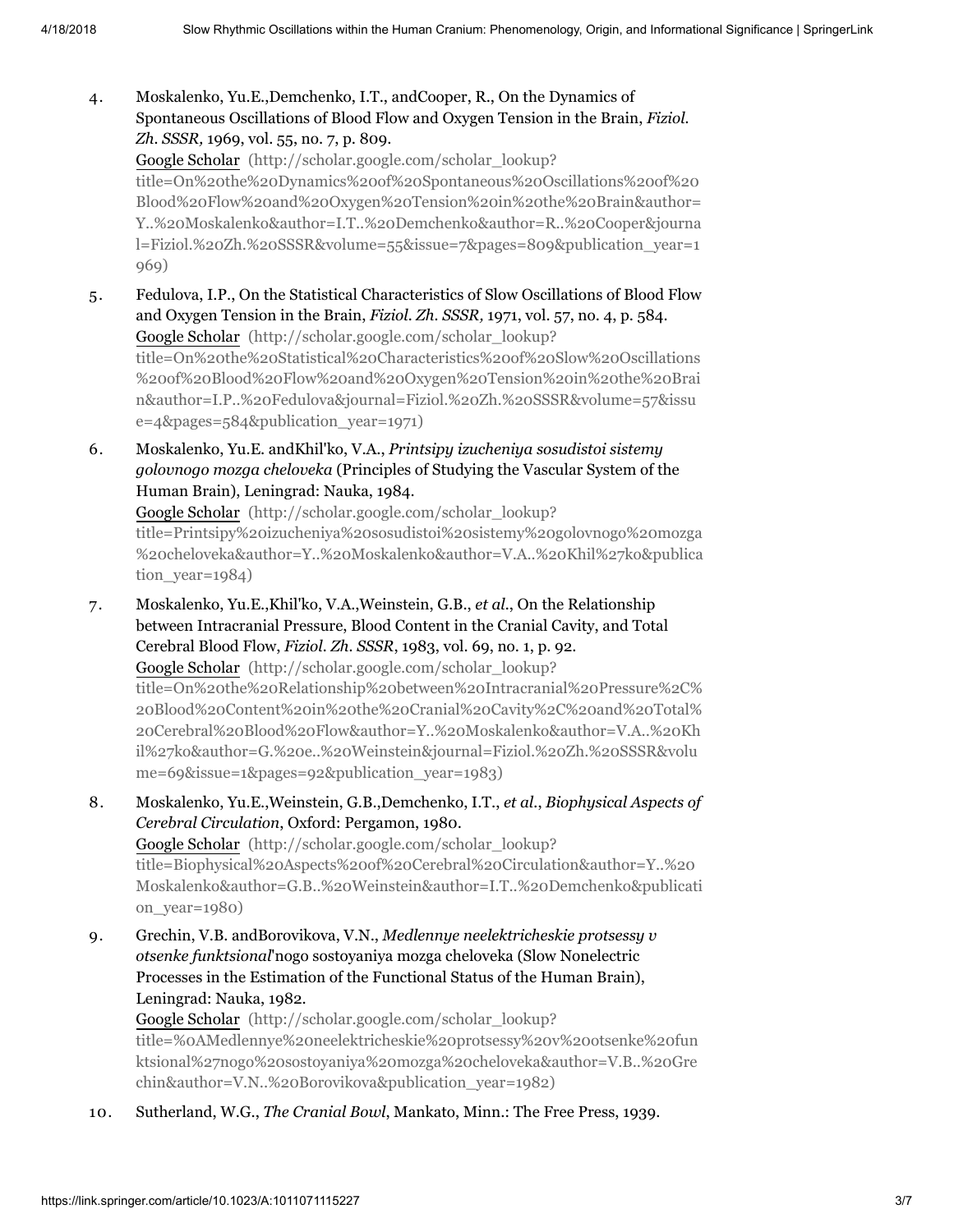4. Moskalenko, Yu.E.,Demchenko, I.T., andCooper, R., On the Dynamics of Spontaneous Oscillations of Blood Flow and Oxygen Tension in the Brain, *Fiziol. Zh. SSSR,* 1969, vol. 55, no. 7, p. 809.
   Google Scholar (http://scholar.google.com/scholar_lookup?title=On%20the%20Dynamics%20of%20Spontaneous%20Oscillations%20of%20Blood%20Flow%20and%20Oxygen%20Tension%20in%20the%20Brain&author=Y..%20Moskalenko&author=I.T..%20Demchenko&author=R..%20Cooper&journal=Fiziol.%20Zh.%20SSSR&volume=55&issue=7&pages=809&publication_year=1969)

5. Fedulova, I.P., On the Statistical Characteristics of Slow Oscillations of Blood Flow and Oxygen Tension in the Brain, *Fiziol. Zh. SSSR,* 1971, vol. 57, no. 4, p. 584.
   Google Scholar (http://scholar.google.com/scholar_lookup?title=On%20the%20Statistical%20Characteristics%20of%20Slow%20Oscillations%20of%20Blood%20Flow%20and%20Oxygen%20Tension%20in%20the%20Brain&author=I.P..%20Fedulova&journal=Fiziol.%20Zh.%20SSSR&volume=57&issue=4&pages=584&publication_year=1971)

6. Moskalenko, Yu.E. andKhil'ko, V.A., *Printsipy izucheniya sosudistoi sistemy golovnogo mozga cheloveka* (Principles of Studying the Vascular System of the Human Brain), Leningrad: Nauka, 1984.
   Google Scholar (http://scholar.google.com/scholar_lookup?title=Printsipy%20izucheniya%20sosudistoi%20sistemy%20golovnogo%20mozga%20cheloveka&author=Y..%20Moskalenko&author=V.A..%20Khil%27ko&publication_year=1984)

7. Moskalenko, Yu.E.,Khil'ko, V.A.,Weinstein, G.B., *et al*., On the Relationship between Intracranial Pressure, Blood Content in the Cranial Cavity, and Total Cerebral Blood Flow, *Fiziol. Zh. SSSR*, 1983, vol. 69, no. 1, p. 92.
   Google Scholar (http://scholar.google.com/scholar_lookup?title=On%20the%20Relationship%20between%20Intracranial%20Pressure%2C%20Blood%20Content%20in%20the%20Cranial%20Cavity%2C%20and%20Total%20Cerebral%20Blood%20Flow&author=Y..%20Moskalenko&author=V.A..%20Khil%27ko&author=G.%20e..%20Weinstein&journal=Fiziol.%20Zh.%20SSSR&volume=69&issue=1&pages=92&publication_year=1983)

8. Moskalenko, Yu.E.,Weinstein, G.B.,Demchenko, I.T., *et al*., *Biophysical Aspects of Cerebral Circulation*, Oxford: Pergamon, 1980.
   Google Scholar (http://scholar.google.com/scholar_lookup?title=Biophysical%20Aspects%20of%20Cerebral%20Circulation&author=Y..%20Moskalenko&author=G.B..%20Weinstein&author=I.T..%20Demchenko&publication_year=1980)

9. Grechin, V.B. andBorovikova, V.N., *Medlennye neelektricheskie protsessy v otsenke funktsional*'nogo sostoyaniya mozga cheloveka (Slow Nonelectric Processes in the Estimation of the Functional Status of the Human Brain), Leningrad: Nauka, 1982.
   Google Scholar (http://scholar.google.com/scholar_lookup?title=%0AMedlennye%20neelektricheskie%20protsessy%20v%20otsenke%20funktsional%27nogo%20sostoyaniya%20mozga%20cheloveka&author=V.B..%20Grechin&author=V.N..%20Borovikova&publication_year=1982)

10. Sutherland, W.G., *The Cranial Bowl*, Mankato, Minn.: The Free Press, 1939.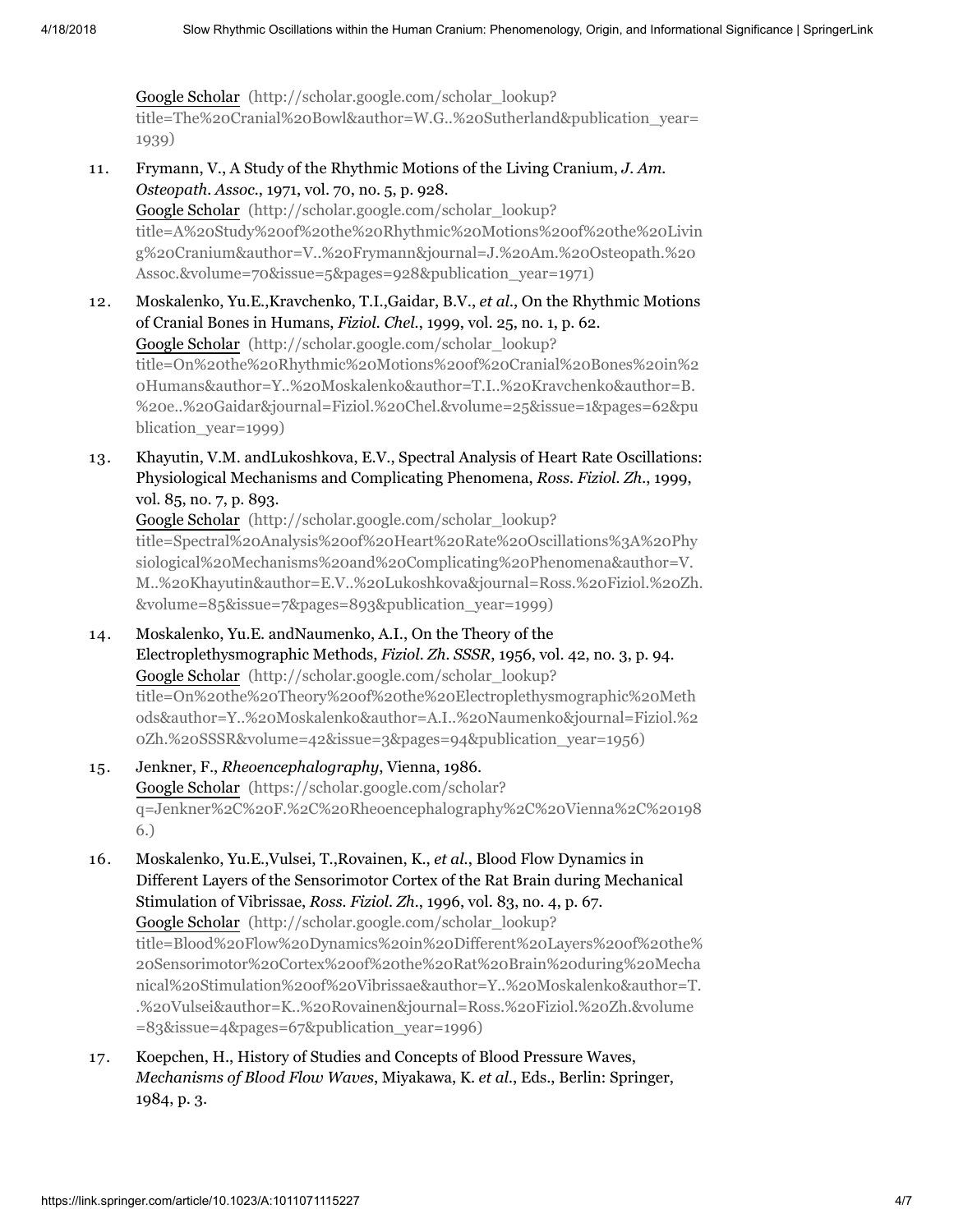Google Scholar (http://scholar.google.com/scholar_lookup?title=The%20Cranial%20Bowl&author=W.G..%20Sutherland&publication_year=1939)

11. Frymann, V., A Study of the Rhythmic Motions of the Living Cranium, *J. Am. Osteopath. Assoc.*, 1971, vol. 70, no. 5, p. 928.
Google Scholar (http://scholar.google.com/scholar_lookup?title=A%20Study%20of%20the%20Rhythmic%20Motions%20of%20the%20Living%20Cranium&author=V..%20Frymann&journal=J.%20Am.%20Osteopath.%20Assoc.&volume=70&issue=5&pages=928&publication_year=1971)

12. Moskalenko, Yu.E.,Kravchenko, T.I.,Gaidar, B.V., *et al.*, On the Rhythmic Motions of Cranial Bones in Humans, *Fiziol. Chel.*, 1999, vol. 25, no. 1, p. 62.
Google Scholar (http://scholar.google.com/scholar_lookup?title=On%20the%20Rhythmic%20Motions%20of%20Cranial%20Bones%20in%20Humans&author=Y..%20Moskalenko&author=T.I..%20Kravchenko&author=B.%20e..%20Gaidar&journal=Fiziol.%20Chel.&volume=25&issue=1&pages=62&publication_year=1999)

13. Khayutin, V.M. andLukoshkova, E.V., Spectral Analysis of Heart Rate Oscillations: Physiological Mechanisms and Complicating Phenomena, *Ross. Fiziol. Zh.*, 1999, vol. 85, no. 7, p. 893.
Google Scholar (http://scholar.google.com/scholar_lookup?title=Spectral%20Analysis%20of%20Heart%20Rate%20Oscillations%3A%20Physiological%20Mechanisms%20and%20Complicating%20Phenomena&author=V.M..%20Khayutin&author=E.V..%20Lukoshkova&journal=Ross.%20Fiziol.%20Zh.&volume=85&issue=7&pages=893&publication_year=1999)

14. Moskalenko, Yu.E. andNaumenko, A.I., On the Theory of the Electroplethysmographic Methods, *Fiziol. Zh. SSSR*, 1956, vol. 42, no. 3, p. 94.
Google Scholar (http://scholar.google.com/scholar_lookup?title=On%20the%20Theory%20of%20the%20Electroplethysmographic%20Methods&author=Y..%20Moskalenko&author=A.I..%20Naumenko&journal=Fiziol.%20Zh.%20SSSR&volume=42&issue=3&pages=94&publication_year=1956)

15. Jenkner, F., *Rheoencephalography*, Vienna, 1986.
Google Scholar (https://scholar.google.com/scholar?q=Jenkner%2C%20F.%2C%20Rheoencephalography%2C%20Vienna%2C%201986.)

16. Moskalenko, Yu.E.,Vulsei, T.,Rovainen, K., *et al.*, Blood Flow Dynamics in Different Layers of the Sensorimotor Cortex of the Rat Brain during Mechanical Stimulation of Vibrissae, *Ross. Fiziol. Zh.*, 1996, vol. 83, no. 4, p. 67.
Google Scholar (http://scholar.google.com/scholar_lookup?title=Blood%20Flow%20Dynamics%20in%20Different%20Layers%20of%20the%20Sensorimotor%20Cortex%20of%20the%20Rat%20Brain%20during%20Mechanical%20Stimulation%20of%20Vibrissae&author=Y..%20Moskalenko&author=T..%20Vulsei&author=K..%20Rovainen&journal=Ross.%20Fiziol.%20Zh.&volume=83&issue=4&pages=67&publication_year=1996)

17. Koepchen, H., History of Studies and Concepts of Blood Pressure Waves, *Mechanisms of Blood Flow Waves*, Miyakawa, K. *et al.*, Eds., Berlin: Springer, 1984, p. 3.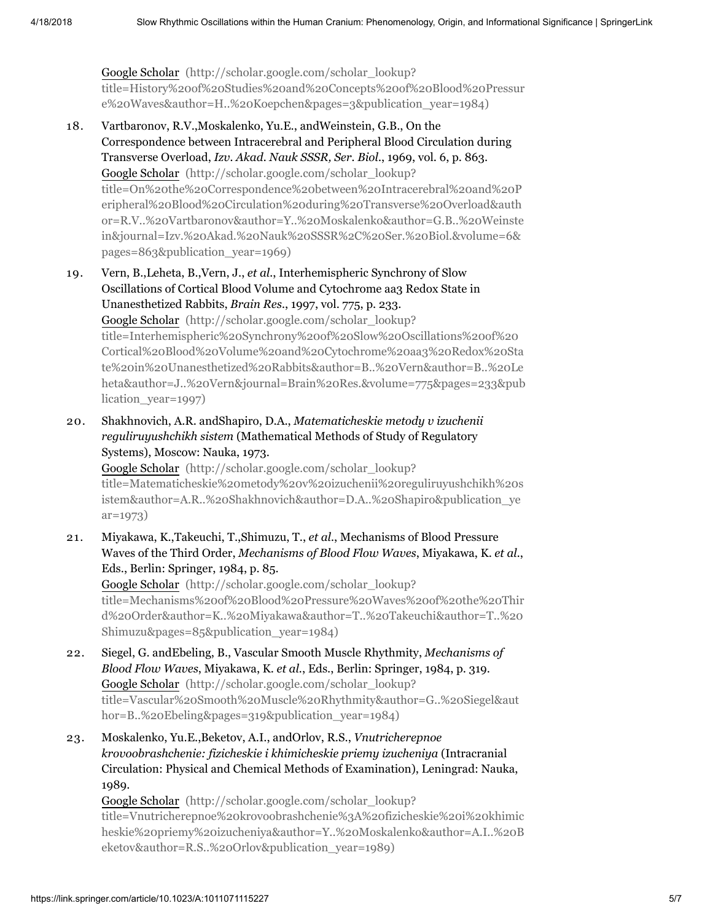Google Scholar (http://scholar.google.com/scholar_lookup?title=History%20of%20Studies%20and%20Concepts%20of%20Blood%20Pressure%20Waves&author=H..%20Koepchen&pages=3&publication_year=1984)

18. Vartbaronov, R.V.,Moskalenko, Yu.E., andWeinstein, G.B., On the Correspondence between Intracerebral and Peripheral Blood Circulation during Transverse Overload, *Izv. Akad. Nauk SSSR, Ser. Biol.*, 1969, vol. 6, p. 863.
    Google Scholar (http://scholar.google.com/scholar_lookup?title=On%20the%20Correspondence%20between%20Intracerebral%20and%20Peripheral%20Blood%20Circulation%20during%20Transverse%20Overload&author=R.V..%20Vartbaronov&author=Y..%20Moskalenko&author=G.B..%20Weinstein&journal=Izv.%20Akad.%20Nauk%20SSSR%2C%20Ser.%20Biol.&volume=6&pages=863&publication_year=1969)

19. Vern, B.,Leheta, B.,Vern, J., *et al.*, Interhemispheric Synchrony of Slow Oscillations of Cortical Blood Volume and Cytochrome aa3 Redox State in Unanesthetized Rabbits, *Brain Res.*, 1997, vol. 775, p. 233.
    Google Scholar (http://scholar.google.com/scholar_lookup?title=Interhemispheric%20Synchrony%20of%20Slow%20Oscillations%20of%20Cortical%20Blood%20Volume%20and%20Cytochrome%20aa3%20Redox%20State%20in%20Unanesthetized%20Rabbits&author=B..%20Vern&author=B..%20Leheta&author=J..%20Vern&journal=Brain%20Res.&volume=775&pages=233&publication_year=1997)

20. Shakhnovich, A.R. andShapiro, D.A., *Matematicheskie metody v izuchenii reguliruyushchikh sistem* (Mathematical Methods of Study of Regulatory Systems), Moscow: Nauka, 1973.
    Google Scholar (http://scholar.google.com/scholar_lookup?title=Matematicheskie%20metody%20v%20izuchenii%20reguliruyushchikh%20sistem&author=A.R..%20Shakhnovich&author=D.A..%20Shapiro&publication_year=1973)

21. Miyakawa, K.,Takeuchi, T.,Shimuzu, T., *et al.*, Mechanisms of Blood Pressure Waves of the Third Order, *Mechanisms of Blood Flow Waves*, Miyakawa, K. *et al.*, Eds., Berlin: Springer, 1984, p. 85.
    Google Scholar (http://scholar.google.com/scholar_lookup?title=Mechanisms%20of%20Blood%20Pressure%20Waves%20of%20the%20Third%20Order&author=K..%20Miyakawa&author=T..%20Takeuchi&author=T..%20Shimuzu&pages=85&publication_year=1984)

22. Siegel, G. andEbeling, B., Vascular Smooth Muscle Rhythmity, *Mechanisms of Blood Flow Waves*, Miyakawa, K. *et al.*, Eds., Berlin: Springer, 1984, p. 319.
    Google Scholar (http://scholar.google.com/scholar_lookup?title=Vascular%20Smooth%20Muscle%20Rhythmity&author=G..%20Siegel&author=B..%20Ebeling&pages=319&publication_year=1984)

23. Moskalenko, Yu.E.,Beketov, A.I., andOrlov, R.S., *Vnutricherepnoe krovoobrashchenie: fizicheskie i khimicheskie priemy izucheniya* (Intracranial Circulation: Physical and Chemical Methods of Examination), Leningrad: Nauka, 1989.
    Google Scholar (http://scholar.google.com/scholar_lookup?title=Vnutricherepnoe%20krovoobrashchenie%3A%20fizicheskie%20i%20khimicheskie%20priemy%20izucheniya&author=Y..%20Moskalenko&author=A.I..%20Beketov&author=R.S..%20Orlov&publication_year=1989)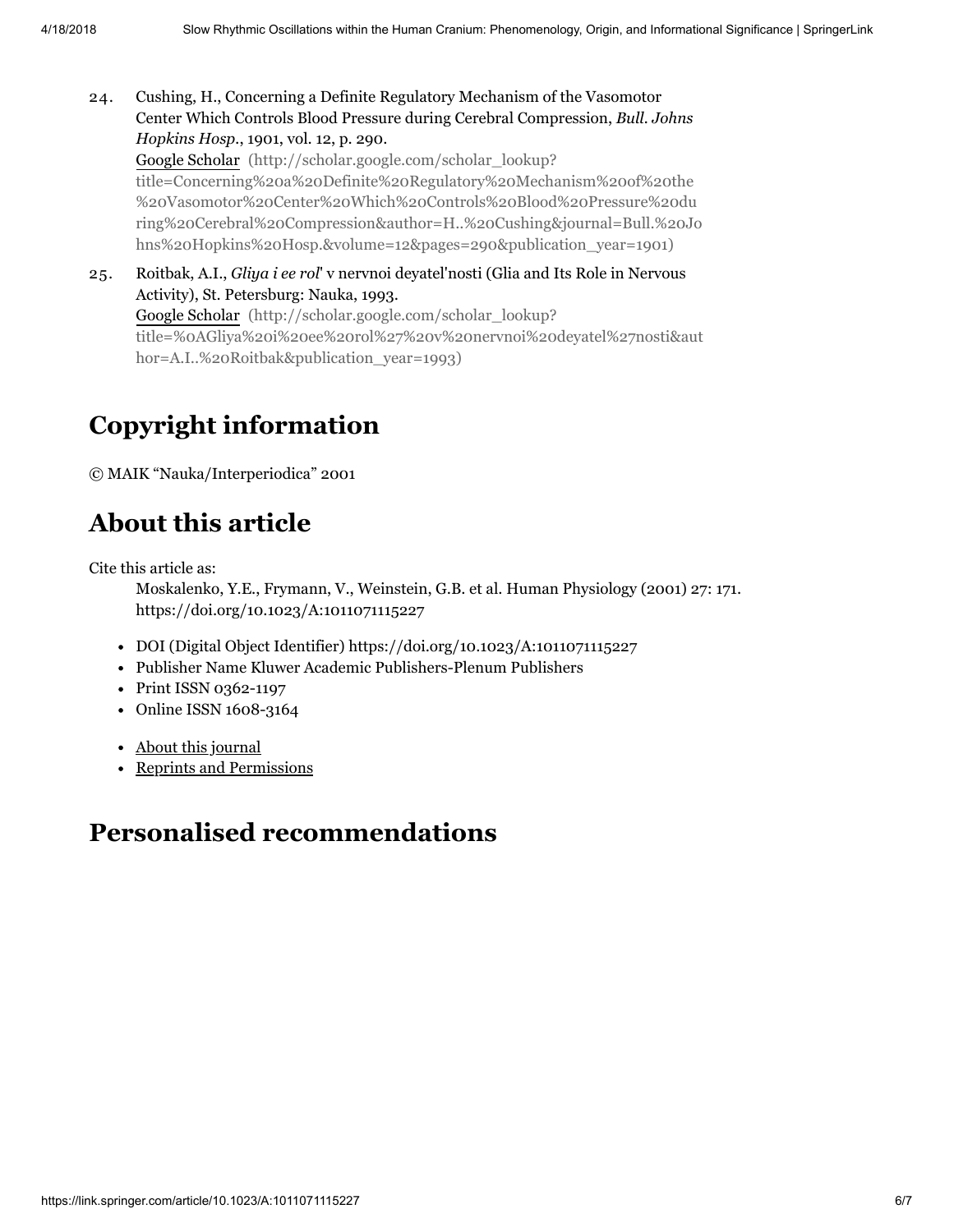24. Cushing, H., Concerning a Definite Regulatory Mechanism of the Vasomotor Center Which Controls Blood Pressure during Cerebral Compression, *Bull. Johns Hopkins Hosp.*, 1901, vol. 12, p. 290.
Google Scholar (http://scholar.google.com/scholar_lookup?title=Concerning%20a%20Definite%20Regulatory%20Mechanism%20of%20the%20Vasomotor%20Center%20Which%20Controls%20Blood%20Pressure%20during%20Cerebral%20Compression&author=H..%20Cushing&journal=Bull.%20Johns%20Hopkins%20Hosp.&volume=12&pages=290&publication_year=1901)

25. Roitbak, A.I., *Gliya i ee rol*' v nervnoi deyatel'nosti (Glia and Its Role in Nervous Activity), St. Petersburg: Nauka, 1993.
Google Scholar (http://scholar.google.com/scholar_lookup?title=%0AGliya%20i%20ee%20rol%27%20v%20nervnoi%20deyatel%27nosti&author=A.I..%20Roitbak&publication_year=1993)

## Copyright information

© MAIK "Nauka/Interperiodica" 2001

## About this article

Cite this article as:

Moskalenko, Y.E., Frymann, V., Weinstein, G.B. et al. Human Physiology (2001) 27: 171. https://doi.org/10.1023/A:1011071115227

- DOI (Digital Object Identifier) https://doi.org/10.1023/A:1011071115227
- Publisher Name Kluwer Academic Publishers-Plenum Publishers
- Print ISSN 0362-1197
- Online ISSN 1608-3164

- About this journal
- Reprints and Permissions

## Personalised recommendations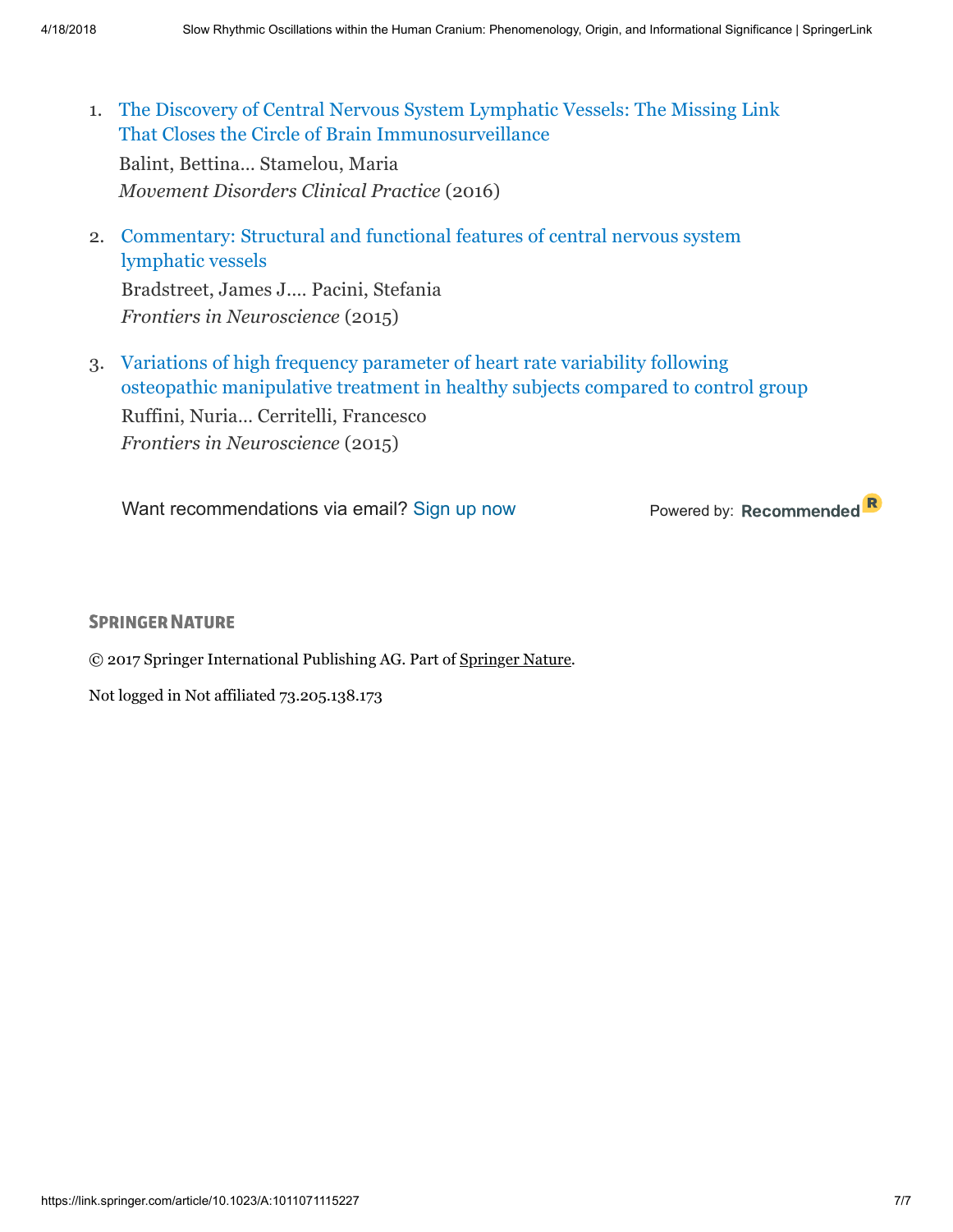1. The Discovery of Central Nervous System Lymphatic Vessels: The Missing Link That Closes the Circle of Brain Immunosurveillance
   Balint, Bettina... Stamelou, Maria
   *Movement Disorders Clinical Practice* (2016)

2. Commentary: Structural and functional features of central nervous system lymphatic vessels
   Bradstreet, James J.... Pacini, Stefania
   *Frontiers in Neuroscience* (2015)

3. Variations of high frequency parameter of heart rate variability following osteopathic manipulative treatment in healthy subjects compared to control group
   Ruffini, Nuria... Cerritelli, Francesco
   *Frontiers in Neuroscience* (2015)

Want recommendations via email? Sign up now

Powered by: Recommended

SPRINGER NATURE

© 2017 Springer International Publishing AG. Part of Springer Nature.

Not logged in Not affiliated 73.205.138.173